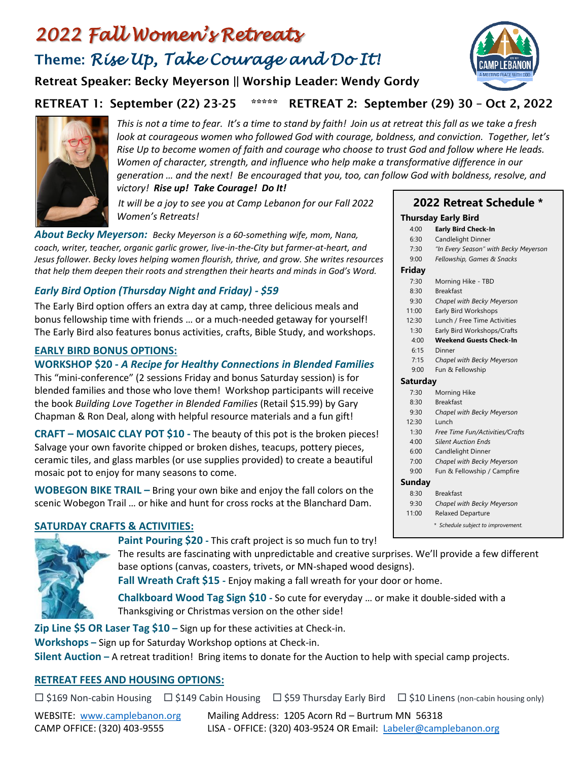# 2022 Fall Women's Retreats

## Theme: *Rise Up, Take Courage and Do It!*

**Retreat Speaker: Becky Meyerson || Worship Leader: Wendy Gordy**

### RETREAT 1: September (22) 23-25 ***** RETREAT 2: September (29) 30 – Oct 2, 2022

*This is not a time to fear. It's a time to stand by faith! Join us at retreat this fall as we take a fresh look at courageous women who followed God with courage, boldness, and conviction. Together, let's Rise Up to become women of faith and courage who choose to trust God and follow where He leads. Women of character, strength, and influence who help make a transformative difference in our generation … and the next! Be encouraged that you, too, can follow God with boldness, resolve, and victory! **Rise up! Take Courage! Do It!***

*It will be a joy to see you at Camp Lebanon for our Fall 2022 Women's Retreats!*

***About Becky Meyerson:*** *Becky Meyerson is a 60-something wife, mom, Nana, coach, writer, teacher, organic garlic grower, live-in-the-City but farmer-at-heart, and Jesus follower. Becky loves helping women flourish, thrive, and grow. She writes resources that help them deepen their roots and strengthen their hearts and minds in God's Word.*

### *Early Bird Option (Thursday Night and Friday) - $59*

The Early Bird option offers an extra day at camp, three delicious meals and bonus fellowship time with friends … or a much-needed getaway for yourself! The Early Bird also features bonus activities, crafts, Bible Study, and workshops.

### EARLY BIRD BONUS OPTIONS:

**WORKSHOP $20 -** ***A Recipe for Healthy Connections in Blended Families***
This "mini-conference" (2 sessions Friday and bonus Saturday session) is for blended families and those who love them! Workshop participants will receive the book *Building Love Together in Blended Families* (Retail $15.99) by Gary Chapman & Ron Deal, along with helpful resource materials and a fun gift!

**CRAFT – MOSAIC CLAY POT $10 -** The beauty of this pot is the broken pieces! Salvage your own favorite chipped or broken dishes, teacups, pottery pieces, ceramic tiles, and glass marbles (or use supplies provided) to create a beautiful mosaic pot to enjoy for many seasons to come.

**WOBEGON BIKE TRAIL –** Bring your own bike and enjoy the fall colors on the scenic Wobegon Trail … or hike and hunt for cross rocks at the Blanchard Dam.

### 2022 Retreat Schedule *

**Thursday Early Bird**

| | |
|---|---|
| 4:00 | **Early Bird Check-In** |
| 6:30 | Candlelight Dinner |
| 7:30 | *"In Every Season" with Becky Meyerson* |
| 9:00 | *Fellowship, Games & Snacks* |

**Friday**

| | |
|---|---|
| 7:30 | Morning Hike - TBD |
| 8:30 | Breakfast |
| 9:30 | *Chapel with Becky Meyerson* |
| 11:00 | Early Bird Workshops |
| 12:30 | Lunch / Free Time Activities |
| 1:30 | Early Bird Workshops/Crafts |
| 4:00 | **Weekend Guests Check-In** |
| 6:15 | Dinner |
| 7:15 | *Chapel with Becky Meyerson* |
| 9:00 | Fun & Fellowship |

**Saturday**

| | |
|---|---|
| 7:30 | Morning Hike |
| 8:30 | Breakfast |
| 9:30 | *Chapel with Becky Meyerson* |
| 12:30 | Lunch |
| 1:30 | *Free Time Fun/Activities/Crafts* |
| 4:00 | *Silent Auction Ends* |
| 6:00 | Candlelight Dinner |
| 7:00 | *Chapel with Becky Meyerson* |
| 9:00 | Fun & Fellowship / Campfire |

**Sunday**

| | |
|---|---|
| 8:30 | Breakfast |
| 9:30 | *Chapel with Becky Meyerson* |
| 11:00 | Relaxed Departure |

*\* Schedule subject to improvement.*

### SATURDAY CRAFTS & ACTIVITIES:

**Paint Pouring $20 -** This craft project is so much fun to try! The results are fascinating with unpredictable and creative surprises. We'll provide a few different base options (canvas, coasters, trivets, or MN-shaped wood designs).

**Fall Wreath Craft $15 -** Enjoy making a fall wreath for your door or home.

**Chalkboard Wood Tag Sign $10 -** So cute for everyday … or make it double-sided with a Thanksgiving or Christmas version on the other side!

**Zip Line $5 OR Laser Tag $10 –** Sign up for these activities at Check-in.
**Workshops –** Sign up for Saturday Workshop options at Check-in.
**Silent Auction –** A retreat tradition! Bring items to donate for the Auction to help with special camp projects.

### RETREAT FEES AND HOUSING OPTIONS:

☐ $169 Non-cabin Housing ☐ $149 Cabin Housing ☐ $59 Thursday Early Bird ☐ $10 Linens (non-cabin housing only)

WEBSITE: www.camplebanon.org
CAMP OFFICE: (320) 403-9555
Mailing Address: 1205 Acorn Rd – Burtrum MN 56318
LISA - OFFICE: (320) 403-9524 OR Email: Labeler@camplebanon.org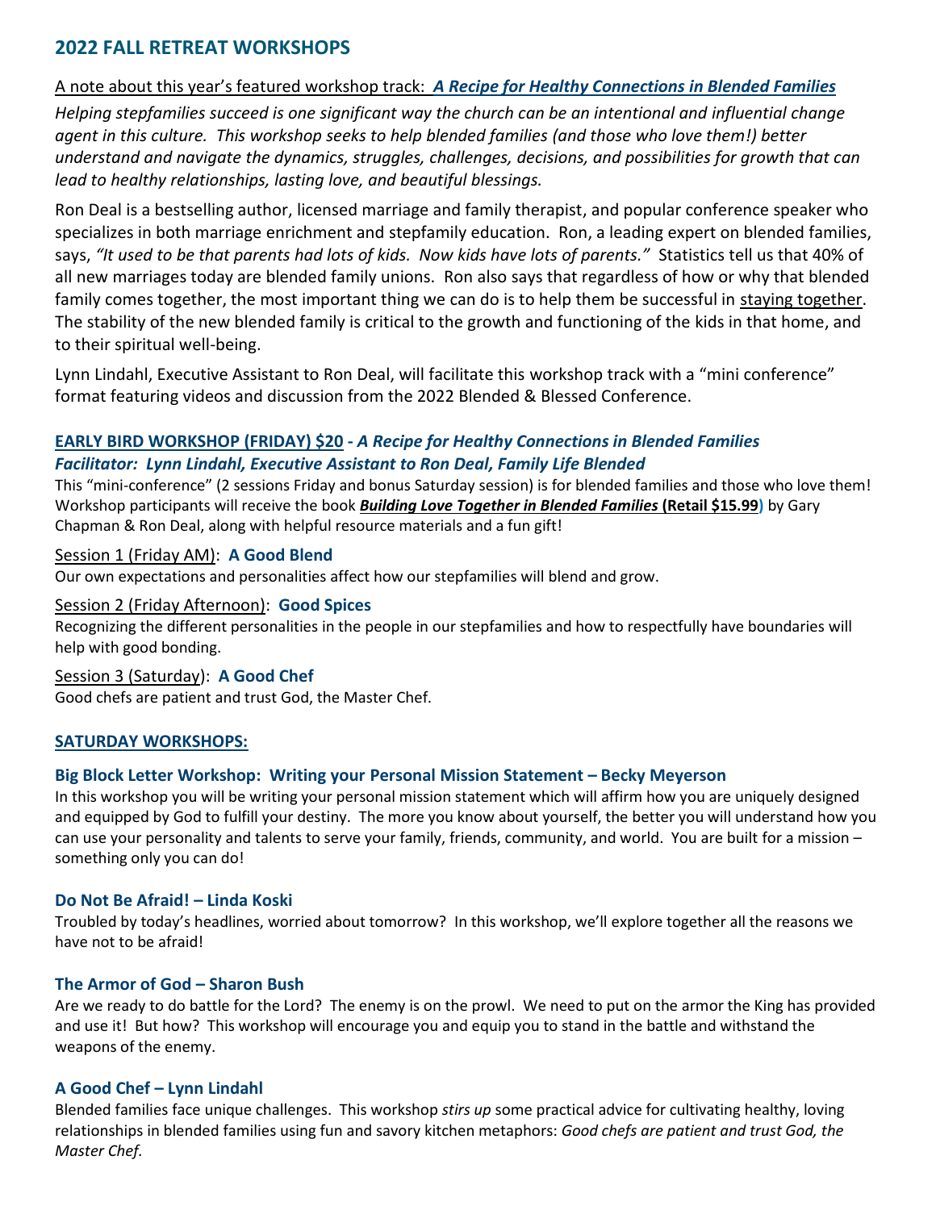## 2022 FALL RETREAT WORKSHOPS

A note about this year's featured workshop track: ***A Recipe for Healthy Connections in Blended Families***

*Helping stepfamilies succeed is one significant way the church can be an intentional and influential change agent in this culture. This workshop seeks to help blended families (and those who love them!) better understand and navigate the dynamics, struggles, challenges, decisions, and possibilities for growth that can lead to healthy relationships, lasting love, and beautiful blessings.*

Ron Deal is a bestselling author, licensed marriage and family therapist, and popular conference speaker who specializes in both marriage enrichment and stepfamily education. Ron, a leading expert on blended families, says, *"It used to be that parents had lots of kids. Now kids have lots of parents."* Statistics tell us that 40% of all new marriages today are blended family unions. Ron also says that regardless of how or why that blended family comes together, the most important thing we can do is to help them be successful in staying together. The stability of the new blended family is critical to the growth and functioning of the kids in that home, and to their spiritual well-being.

Lynn Lindahl, Executive Assistant to Ron Deal, will facilitate this workshop track with a "mini conference" format featuring videos and discussion from the 2022 Blended & Blessed Conference.

### EARLY BIRD WORKSHOP (FRIDAY) $20 - *A Recipe for Healthy Connections in Blended Families*
***Facilitator: Lynn Lindahl, Executive Assistant to Ron Deal, Family Life Blended***

This "mini-conference" (2 sessions Friday and bonus Saturday session) is for blended families and those who love them! Workshop participants will receive the book ***Building Love Together in Blended Families*** **(Retail $15.99)** by Gary Chapman & Ron Deal, along with helpful resource materials and a fun gift!

Session 1 (Friday AM): **A Good Blend**
Our own expectations and personalities affect how our stepfamilies will blend and grow.

Session 2 (Friday Afternoon): **Good Spices**
Recognizing the different personalities in the people in our stepfamilies and how to respectfully have boundaries will help with good bonding.

Session 3 (Saturday): **A Good Chef**
Good chefs are patient and trust God, the Master Chef.

### SATURDAY WORKSHOPS:

**Big Block Letter Workshop: Writing your Personal Mission Statement – Becky Meyerson**
In this workshop you will be writing your personal mission statement which will affirm how you are uniquely designed and equipped by God to fulfill your destiny. The more you know about yourself, the better you will understand how you can use your personality and talents to serve your family, friends, community, and world. You are built for a mission – something only you can do!

**Do Not Be Afraid! – Linda Koski**
Troubled by today's headlines, worried about tomorrow? In this workshop, we'll explore together all the reasons we have not to be afraid!

**The Armor of God – Sharon Bush**
Are we ready to do battle for the Lord? The enemy is on the prowl. We need to put on the armor the King has provided and use it! But how? This workshop will encourage you and equip you to stand in the battle and withstand the weapons of the enemy.

**A Good Chef – Lynn Lindahl**
Blended families face unique challenges. This workshop *stirs up* some practical advice for cultivating healthy, loving relationships in blended families using fun and savory kitchen metaphors: *Good chefs are patient and trust God, the Master Chef.*